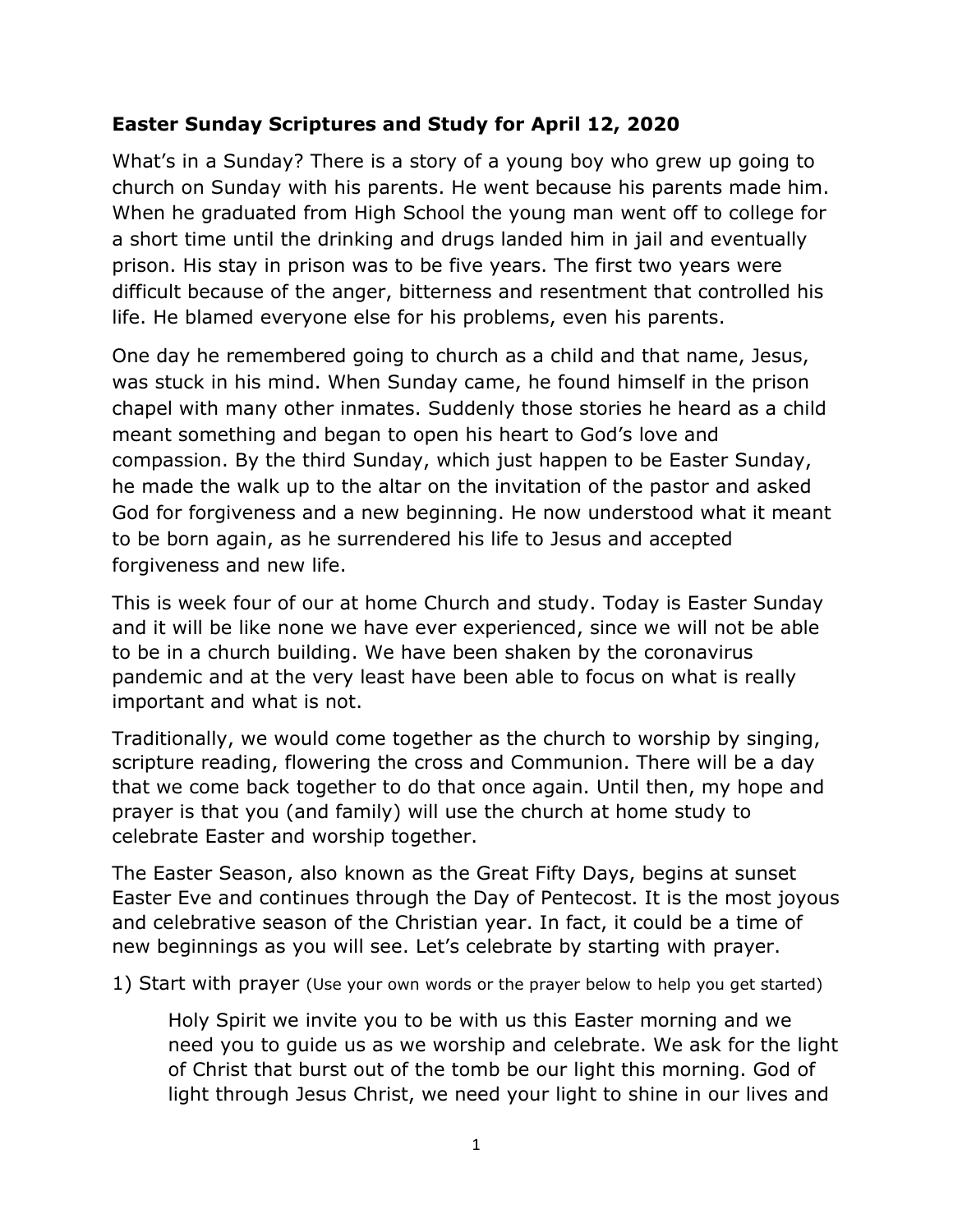**Easter Sunday Scriptures and Study for April 12, 2020**

What's in a Sunday? There is a story of a young boy who grew up going to church on Sunday with his parents. He went because his parents made him. When he graduated from High School the young man went off to college for a short time until the drinking and drugs landed him in jail and eventually prison. His stay in prison was to be five years. The first two years were difficult because of the anger, bitterness and resentment that controlled his life. He blamed everyone else for his problems, even his parents.

One day he remembered going to church as a child and that name, Jesus, was stuck in his mind. When Sunday came, he found himself in the prison chapel with many other inmates. Suddenly those stories he heard as a child meant something and began to open his heart to God's love and compassion. By the third Sunday, which just happen to be Easter Sunday, he made the walk up to the altar on the invitation of the pastor and asked God for forgiveness and a new beginning. He now understood what it meant to be born again, as he surrendered his life to Jesus and accepted forgiveness and new life.

This is week four of our at home Church and study. Today is Easter Sunday and it will be like none we have ever experienced, since we will not be able to be in a church building. We have been shaken by the coronavirus pandemic and at the very least have been able to focus on what is really important and what is not.

Traditionally, we would come together as the church to worship by singing, scripture reading, flowering the cross and Communion. There will be a day that we come back together to do that once again. Until then, my hope and prayer is that you (and family) will use the church at home study to celebrate Easter and worship together.

The Easter Season, also known as the Great Fifty Days, begins at sunset Easter Eve and continues through the Day of Pentecost. It is the most joyous and celebrative season of the Christian year. In fact, it could be a time of new beginnings as you will see. Let's celebrate by starting with prayer.

1) Start with prayer (Use your own words or the prayer below to help you get started)

> Holy Spirit we invite you to be with us this Easter morning and we need you to guide us as we worship and celebrate. We ask for the light of Christ that burst out of the tomb be our light this morning. God of light through Jesus Christ, we need your light to shine in our lives and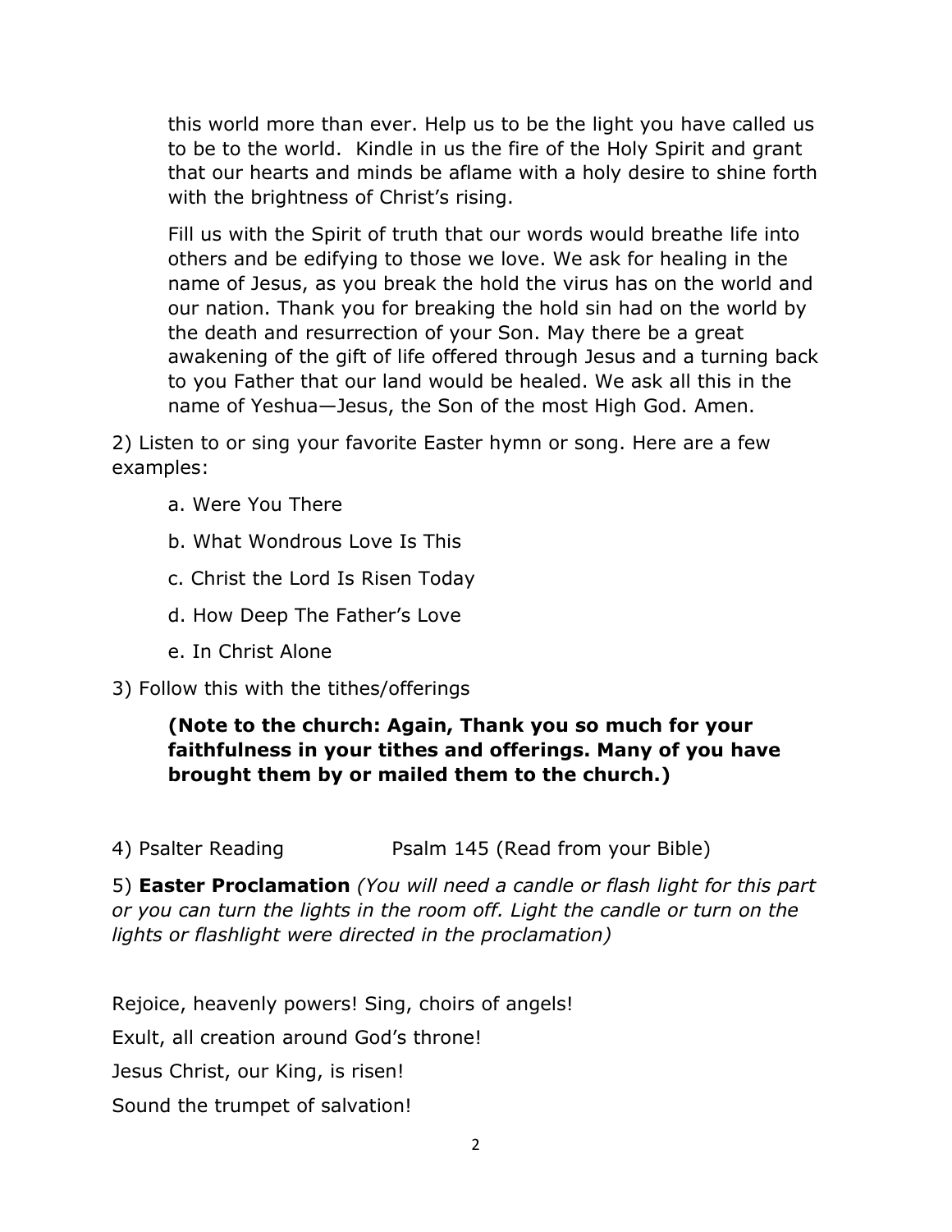this world more than ever. Help us to be the light you have called us to be to the world.  Kindle in us the fire of the Holy Spirit and grant that our hearts and minds be aflame with a holy desire to shine forth with the brightness of Christ's rising.

Fill us with the Spirit of truth that our words would breathe life into others and be edifying to those we love. We ask for healing in the name of Jesus, as you break the hold the virus has on the world and our nation. Thank you for breaking the hold sin had on the world by the death and resurrection of your Son. May there be a great awakening of the gift of life offered through Jesus and a turning back to you Father that our land would be healed. We ask all this in the name of Yeshua—Jesus, the Son of the most High God. Amen.

2) Listen to or sing your favorite Easter hymn or song. Here are a few examples:

a. Were You There

b. What Wondrous Love Is This

c. Christ the Lord Is Risen Today

d. How Deep The Father's Love

e. In Christ Alone

3) Follow this with the tithes/offerings

**(Note to the church: Again, Thank you so much for your faithfulness in your tithes and offerings. Many of you have brought them by or mailed them to the church.)**

4) Psalter Reading Psalm 145 (Read from your Bible)

5) **Easter Proclamation** *(You will need a candle or flash light for this part or you can turn the lights in the room off. Light the candle or turn on the lights or flashlight were directed in the proclamation)*

Rejoice, heavenly powers! Sing, choirs of angels!

Exult, all creation around God's throne!

Jesus Christ, our King, is risen!

Sound the trumpet of salvation!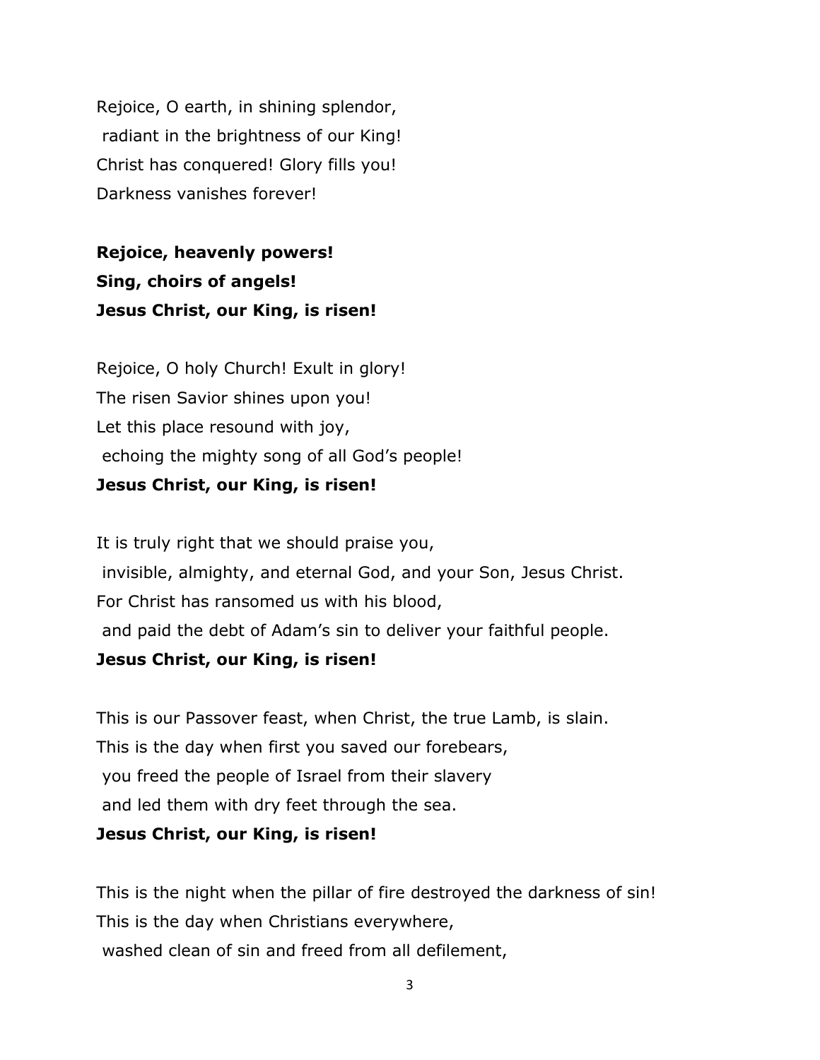Rejoice, O earth, in shining splendor,
radiant in the brightness of our King!
Christ has conquered! Glory fills you!
Darkness vanishes forever!

**Rejoice, heavenly powers!**
**Sing, choirs of angels!**
**Jesus Christ, our King, is risen!**

Rejoice, O holy Church! Exult in glory!
The risen Savior shines upon you!
Let this place resound with joy,
echoing the mighty song of all God's people!
**Jesus Christ, our King, is risen!**

It is truly right that we should praise you,
invisible, almighty, and eternal God, and your Son, Jesus Christ.
For Christ has ransomed us with his blood,
and paid the debt of Adam's sin to deliver your faithful people.
**Jesus Christ, our King, is risen!**

This is our Passover feast, when Christ, the true Lamb, is slain.
This is the day when first you saved our forebears,
you freed the people of Israel from their slavery
and led them with dry feet through the sea.
**Jesus Christ, our King, is risen!**

This is the night when the pillar of fire destroyed the darkness of sin!
This is the day when Christians everywhere,
washed clean of sin and freed from all defilement,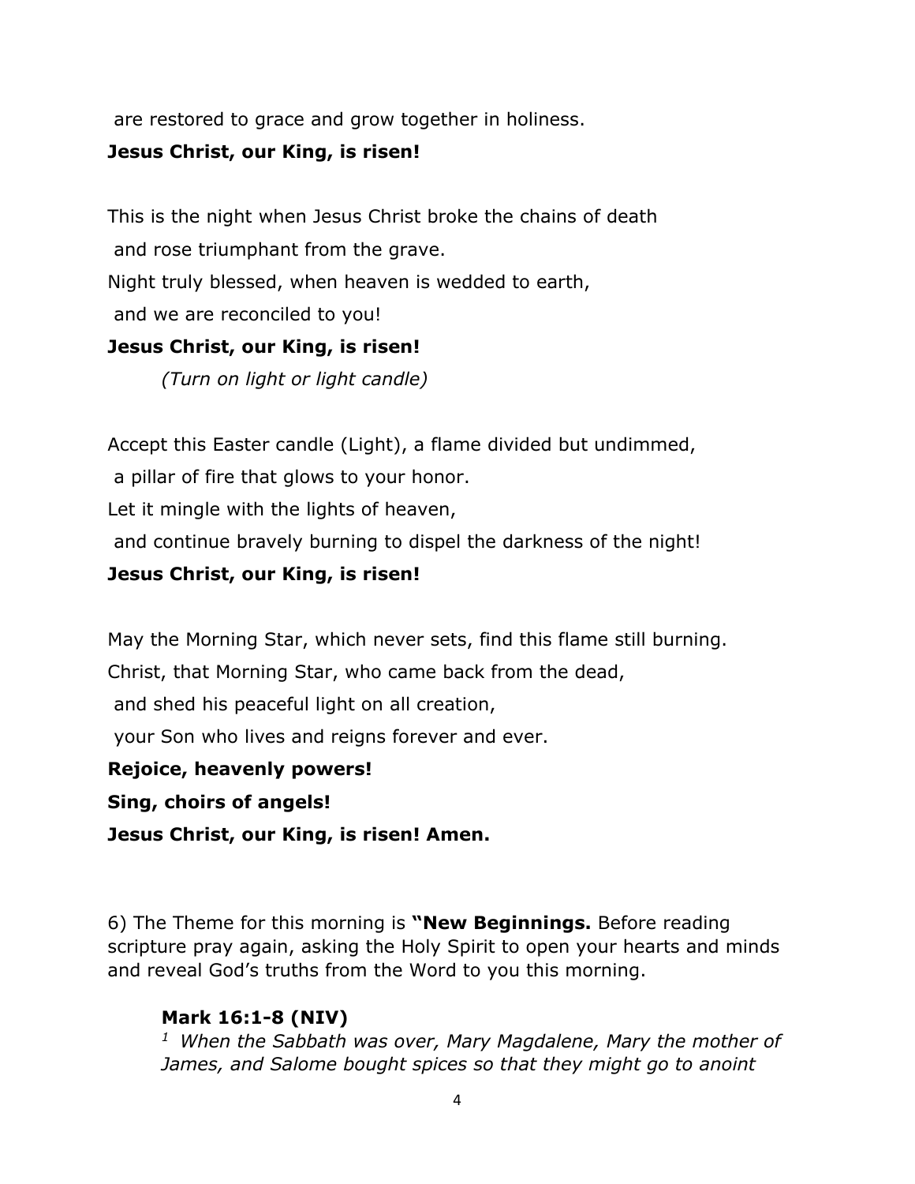are restored to grace and grow together in holiness.

**Jesus Christ, our King, is risen!**

This is the night when Jesus Christ broke the chains of death
and rose triumphant from the grave.
Night truly blessed, when heaven is wedded to earth,
and we are reconciled to you!

**Jesus Christ, our King, is risen!**

*(Turn on light or light candle)*

Accept this Easter candle (Light), a flame divided but undimmed,
a pillar of fire that glows to your honor.
Let it mingle with the lights of heaven,
and continue bravely burning to dispel the darkness of the night!

**Jesus Christ, our King, is risen!**

May the Morning Star, which never sets, find this flame still burning.
Christ, that Morning Star, who came back from the dead,
and shed his peaceful light on all creation,
your Son who lives and reigns forever and ever.

**Rejoice, heavenly powers!**

**Sing, choirs of angels!**

**Jesus Christ, our King, is risen! Amen.**

6) The Theme for this morning is **"New Beginnings.** Before reading scripture pray again, asking the Holy Spirit to open your hearts and minds and reveal God's truths from the Word to you this morning.

**Mark 16:1-8 (NIV)**

*[1] When the Sabbath was over, Mary Magdalene, Mary the mother of James, and Salome bought spices so that they might go to anoint*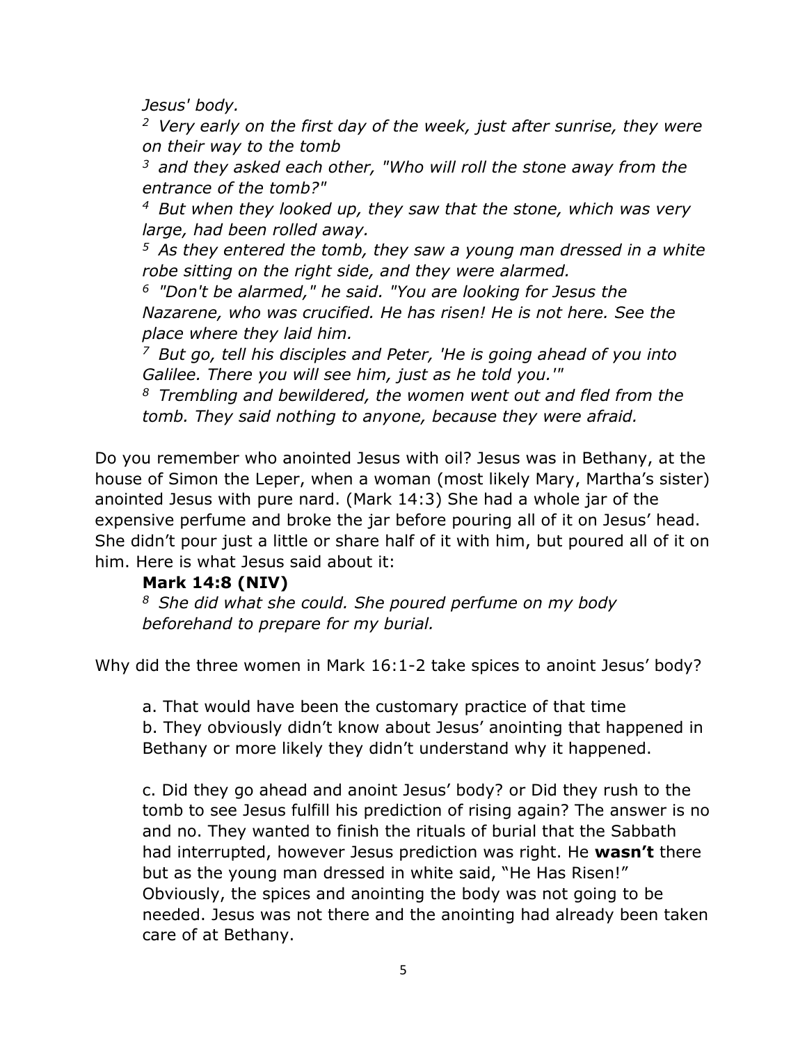*Jesus' body.*

*[2] Very early on the first day of the week, just after sunrise, they were on their way to the tomb*

*[3] and they asked each other, "Who will roll the stone away from the entrance of the tomb?"*

*[4] But when they looked up, they saw that the stone, which was very large, had been rolled away.*

*[5] As they entered the tomb, they saw a young man dressed in a white robe sitting on the right side, and they were alarmed.*

*[6] "Don't be alarmed," he said. "You are looking for Jesus the Nazarene, who was crucified. He has risen! He is not here. See the place where they laid him.*

*[7] But go, tell his disciples and Peter, 'He is going ahead of you into Galilee. There you will see him, just as he told you.'"*

*[8] Trembling and bewildered, the women went out and fled from the tomb. They said nothing to anyone, because they were afraid.*

Do you remember who anointed Jesus with oil? Jesus was in Bethany, at the house of Simon the Leper, when a woman (most likely Mary, Martha's sister) anointed Jesus with pure nard. (Mark 14:3) She had a whole jar of the expensive perfume and broke the jar before pouring all of it on Jesus' head. She didn't pour just a little or share half of it with him, but poured all of it on him. Here is what Jesus said about it:

**Mark 14:8 (NIV)**

*[8] She did what she could. She poured perfume on my body beforehand to prepare for my burial.*

Why did the three women in Mark 16:1-2 take spices to anoint Jesus' body?

a. That would have been the customary practice of that time

b. They obviously didn't know about Jesus' anointing that happened in Bethany or more likely they didn't understand why it happened.

c. Did they go ahead and anoint Jesus' body? or Did they rush to the tomb to see Jesus fulfill his prediction of rising again? The answer is no and no. They wanted to finish the rituals of burial that the Sabbath had interrupted, however Jesus prediction was right. He **wasn't** there but as the young man dressed in white said, "He Has Risen!" Obviously, the spices and anointing the body was not going to be needed. Jesus was not there and the anointing had already been taken care of at Bethany.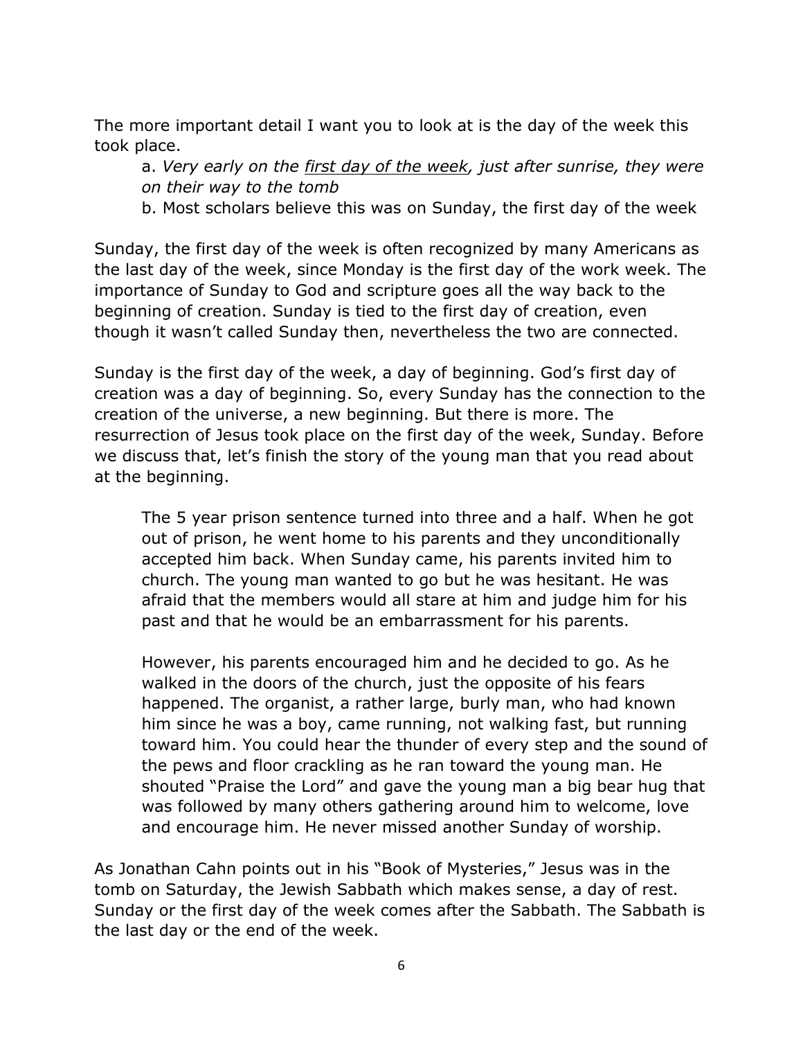The more important detail I want you to look at is the day of the week this took place.

a. *Very early on the <u>first day of the week</u>, just after sunrise, they were on their way to the tomb*

b. Most scholars believe this was on Sunday, the first day of the week

Sunday, the first day of the week is often recognized by many Americans as the last day of the week, since Monday is the first day of the work week. The importance of Sunday to God and scripture goes all the way back to the beginning of creation. Sunday is tied to the first day of creation, even though it wasn't called Sunday then, nevertheless the two are connected.

Sunday is the first day of the week, a day of beginning. God's first day of creation was a day of beginning. So, every Sunday has the connection to the creation of the universe, a new beginning. But there is more. The resurrection of Jesus took place on the first day of the week, Sunday. Before we discuss that, let's finish the story of the young man that you read about at the beginning.

> The 5 year prison sentence turned into three and a half. When he got out of prison, he went home to his parents and they unconditionally accepted him back. When Sunday came, his parents invited him to church. The young man wanted to go but he was hesitant. He was afraid that the members would all stare at him and judge him for his past and that he would be an embarrassment for his parents.
>
> However, his parents encouraged him and he decided to go. As he walked in the doors of the church, just the opposite of his fears happened. The organist, a rather large, burly man, who had known him since he was a boy, came running, not walking fast, but running toward him. You could hear the thunder of every step and the sound of the pews and floor crackling as he ran toward the young man. He shouted "Praise the Lord" and gave the young man a big bear hug that was followed by many others gathering around him to welcome, love and encourage him. He never missed another Sunday of worship.

As Jonathan Cahn points out in his "Book of Mysteries," Jesus was in the tomb on Saturday, the Jewish Sabbath which makes sense, a day of rest. Sunday or the first day of the week comes after the Sabbath. The Sabbath is the last day or the end of the week.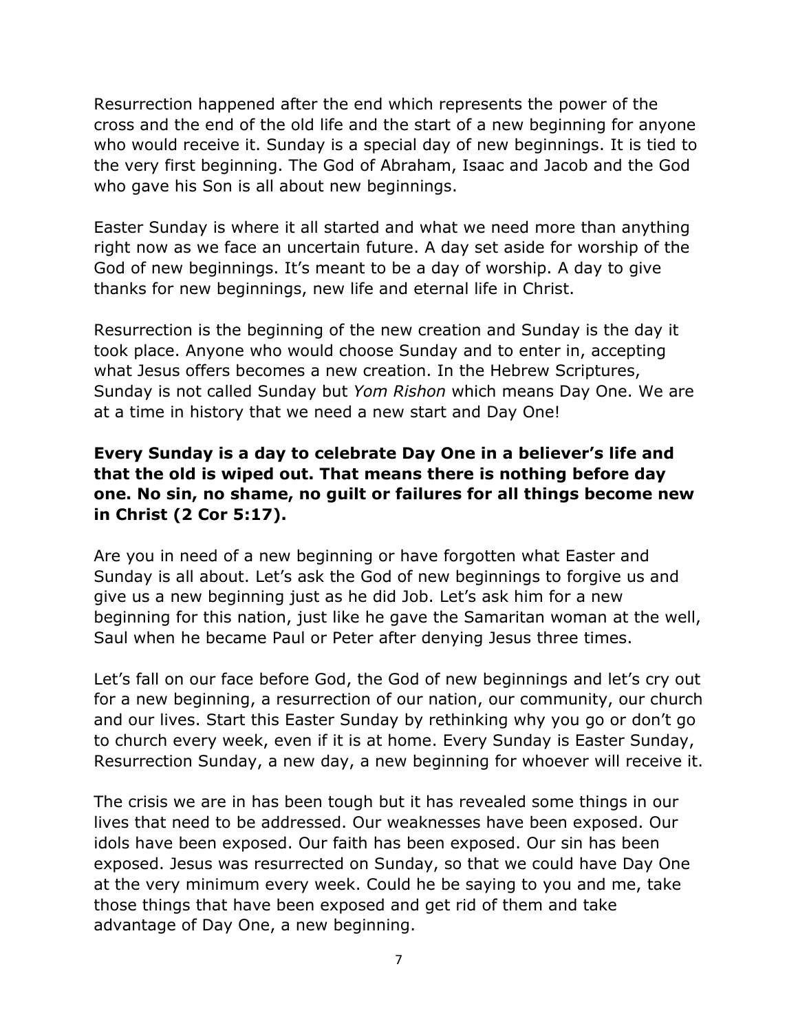Resurrection happened after the end which represents the power of the cross and the end of the old life and the start of a new beginning for anyone who would receive it. Sunday is a special day of new beginnings. It is tied to the very first beginning. The God of Abraham, Isaac and Jacob and the God who gave his Son is all about new beginnings.

Easter Sunday is where it all started and what we need more than anything right now as we face an uncertain future. A day set aside for worship of the God of new beginnings. It's meant to be a day of worship. A day to give thanks for new beginnings, new life and eternal life in Christ.

Resurrection is the beginning of the new creation and Sunday is the day it took place. Anyone who would choose Sunday and to enter in, accepting what Jesus offers becomes a new creation. In the Hebrew Scriptures, Sunday is not called Sunday but *Yom Rishon* which means Day One. We are at a time in history that we need a new start and Day One!

**Every Sunday is a day to celebrate Day One in a believer's life and that the old is wiped out. That means there is nothing before day one. No sin, no shame, no guilt or failures for all things become new in Christ (2 Cor 5:17).**

Are you in need of a new beginning or have forgotten what Easter and Sunday is all about. Let's ask the God of new beginnings to forgive us and give us a new beginning just as he did Job. Let's ask him for a new beginning for this nation, just like he gave the Samaritan woman at the well, Saul when he became Paul or Peter after denying Jesus three times.

Let's fall on our face before God, the God of new beginnings and let's cry out for a new beginning, a resurrection of our nation, our community, our church and our lives. Start this Easter Sunday by rethinking why you go or don't go to church every week, even if it is at home. Every Sunday is Easter Sunday, Resurrection Sunday, a new day, a new beginning for whoever will receive it.

The crisis we are in has been tough but it has revealed some things in our lives that need to be addressed. Our weaknesses have been exposed. Our idols have been exposed. Our faith has been exposed. Our sin has been exposed. Jesus was resurrected on Sunday, so that we could have Day One at the very minimum every week. Could he be saying to you and me, take those things that have been exposed and get rid of them and take advantage of Day One, a new beginning.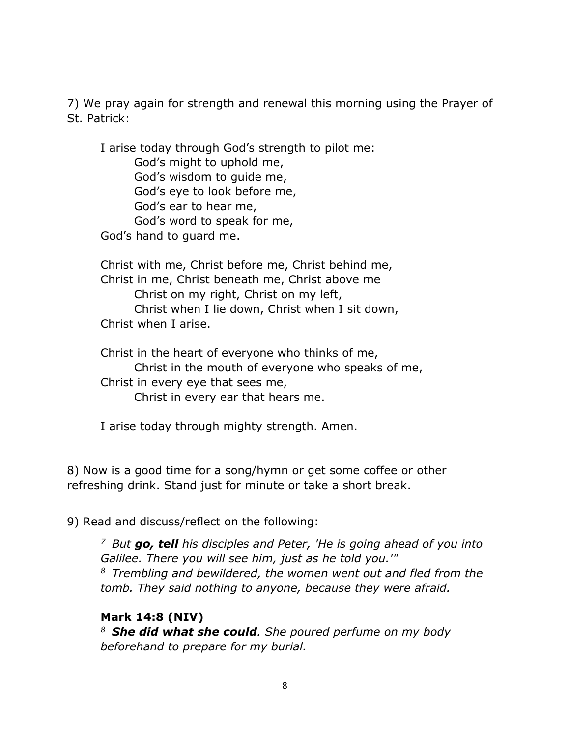7) We pray again for strength and renewal this morning using the Prayer of St. Patrick:

> I arise today through God's strength to pilot me:
> God's might to uphold me,
> God's wisdom to guide me,
> God's eye to look before me,
> God's ear to hear me,
> God's word to speak for me,
> God's hand to guard me.
>
> Christ with me, Christ before me, Christ behind me,
> Christ in me, Christ beneath me, Christ above me
> Christ on my right, Christ on my left,
> Christ when I lie down, Christ when I sit down,
> Christ when I arise.
>
> Christ in the heart of everyone who thinks of me,
> Christ in the mouth of everyone who speaks of me,
> Christ in every eye that sees me,
> Christ in every ear that hears me.
>
> I arise today through mighty strength. Amen.

8) Now is a good time for a song/hymn or get some coffee or other refreshing drink. Stand just for minute or take a short break.

9) Read and discuss/reflect on the following:

> [7] *But* ***go, tell*** *his disciples and Peter, 'He is going ahead of you into Galilee. There you will see him, just as he told you.'"*
> [8] *Trembling and bewildered, the women went out and fled from the tomb. They said nothing to anyone, because they were afraid.*
>
> **Mark 14:8 (NIV)**
> [8] ***She did what she could****. She poured perfume on my body beforehand to prepare for my burial.*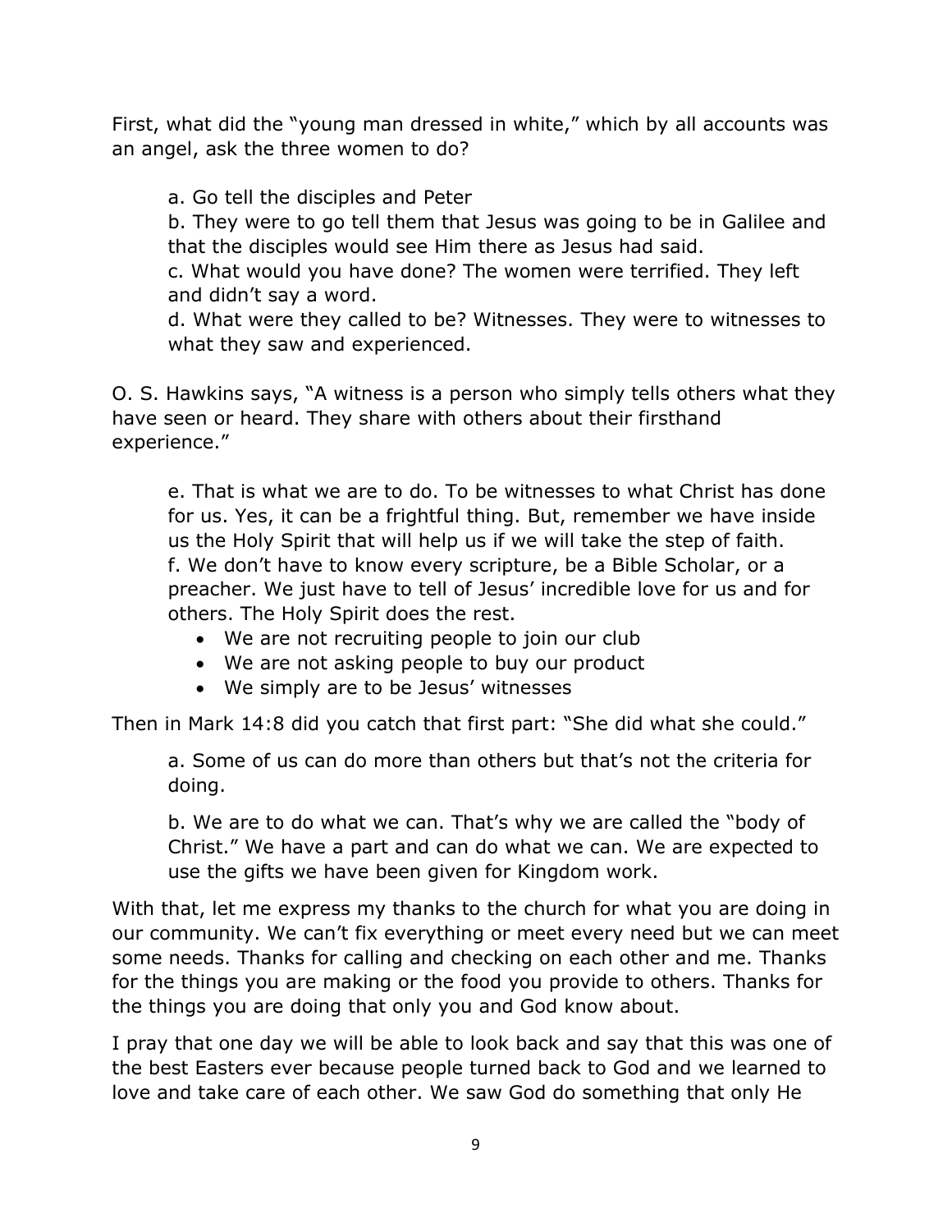First, what did the "young man dressed in white," which by all accounts was an angel, ask the three women to do?

a. Go tell the disciples and Peter
b. They were to go tell them that Jesus was going to be in Galilee and that the disciples would see Him there as Jesus had said.
c. What would you have done? The women were terrified. They left and didn't say a word.
d. What were they called to be? Witnesses. They were to witnesses to what they saw and experienced.

O. S. Hawkins says, "A witness is a person who simply tells others what they have seen or heard. They share with others about their firsthand experience."

e. That is what we are to do. To be witnesses to what Christ has done for us. Yes, it can be a frightful thing. But, remember we have inside us the Holy Spirit that will help us if we will take the step of faith.
f. We don't have to know every scripture, be a Bible Scholar, or a preacher. We just have to tell of Jesus' incredible love for us and for others. The Holy Spirit does the rest.

- We are not recruiting people to join our club
- We are not asking people to buy our product
- We simply are to be Jesus' witnesses

Then in Mark 14:8 did you catch that first part: "She did what she could."

a. Some of us can do more than others but that's not the criteria for doing.

b. We are to do what we can. That's why we are called the "body of Christ." We have a part and can do what we can. We are expected to use the gifts we have been given for Kingdom work.

With that, let me express my thanks to the church for what you are doing in our community. We can't fix everything or meet every need but we can meet some needs. Thanks for calling and checking on each other and me. Thanks for the things you are making or the food you provide to others. Thanks for the things you are doing that only you and God know about.

I pray that one day we will be able to look back and say that this was one of the best Easters ever because people turned back to God and we learned to love and take care of each other. We saw God do something that only He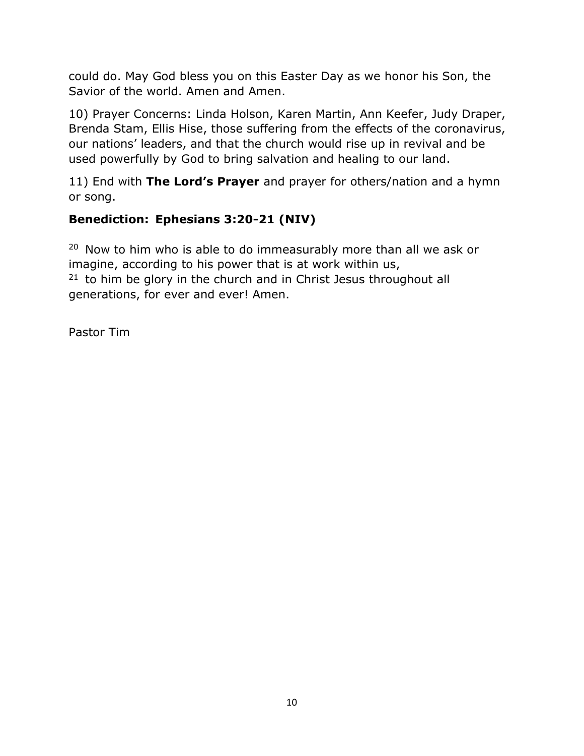could do. May God bless you on this Easter Day as we honor his Son, the Savior of the world. Amen and Amen.

10) Prayer Concerns: Linda Holson, Karen Martin, Ann Keefer, Judy Draper, Brenda Stam, Ellis Hise, those suffering from the effects of the coronavirus, our nations' leaders, and that the church would rise up in revival and be used powerfully by God to bring salvation and healing to our land.

11) End with **The Lord's Prayer** and prayer for others/nation and a hymn or song.

**Benediction: Ephesians 3:20-21 (NIV)**

[20] Now to him who is able to do immeasurably more than all we ask or imagine, according to his power that is at work within us,
[21] to him be glory in the church and in Christ Jesus throughout all generations, for ever and ever! Amen.

Pastor Tim